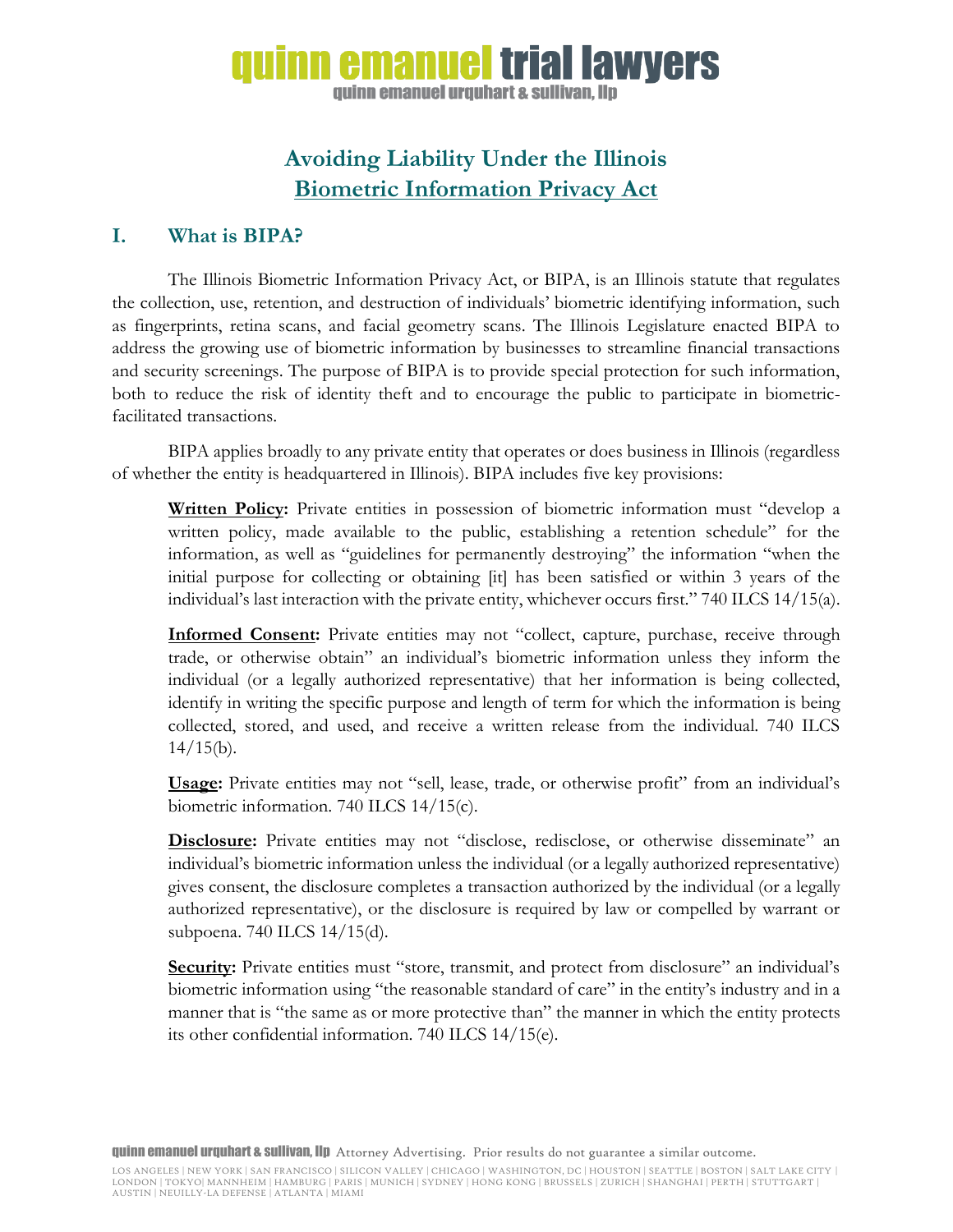# Avoiding Liability Under the Illinois Biometric Information Privacy Act

## I. What is BIPA?

The Illinois Biometric Information Privacy Act, or BIPA, is an Illinois statute that regulates the collection, use, retention, and destruction of individuals' biometric identifying information, such as fingerprints, retina scans, and facial geometry scans. The Illinois Legislature enacted BIPA to address the growing use of biometric information by businesses to streamline financial transactions and security screenings. The purpose of BIPA is to provide special protection for such information, both to reduce the risk of identity theft and to encourage the public to participate in biometric-facilitated transactions.

BIPA applies broadly to any private entity that operates or does business in Illinois (regardless of whether the entity is headquartered in Illinois). BIPA includes five key provisions:

**Written Policy:** Private entities in possession of biometric information must "develop a written policy, made available to the public, establishing a retention schedule" for the information, as well as "guidelines for permanently destroying" the information "when the initial purpose for collecting or obtaining [it] has been satisfied or within 3 years of the individual's last interaction with the private entity, whichever occurs first." 740 ILCS 14/15(a).

**Informed Consent:** Private entities may not "collect, capture, purchase, receive through trade, or otherwise obtain" an individual's biometric information unless they inform the individual (or a legally authorized representative) that her information is being collected, identify in writing the specific purpose and length of term for which the information is being collected, stored, and used, and receive a written release from the individual. 740 ILCS 14/15(b).

**Usage:** Private entities may not "sell, lease, trade, or otherwise profit" from an individual's biometric information. 740 ILCS 14/15(c).

**Disclosure:** Private entities may not "disclose, redisclose, or otherwise disseminate" an individual's biometric information unless the individual (or a legally authorized representative) gives consent, the disclosure completes a transaction authorized by the individual (or a legally authorized representative), or the disclosure is required by law or compelled by warrant or subpoena. 740 ILCS 14/15(d).

**Security:** Private entities must "store, transmit, and protect from disclosure" an individual's biometric information using "the reasonable standard of care" in the entity's industry and in a manner that is "the same as or more protective than" the manner in which the entity protects its other confidential information. 740 ILCS 14/15(e).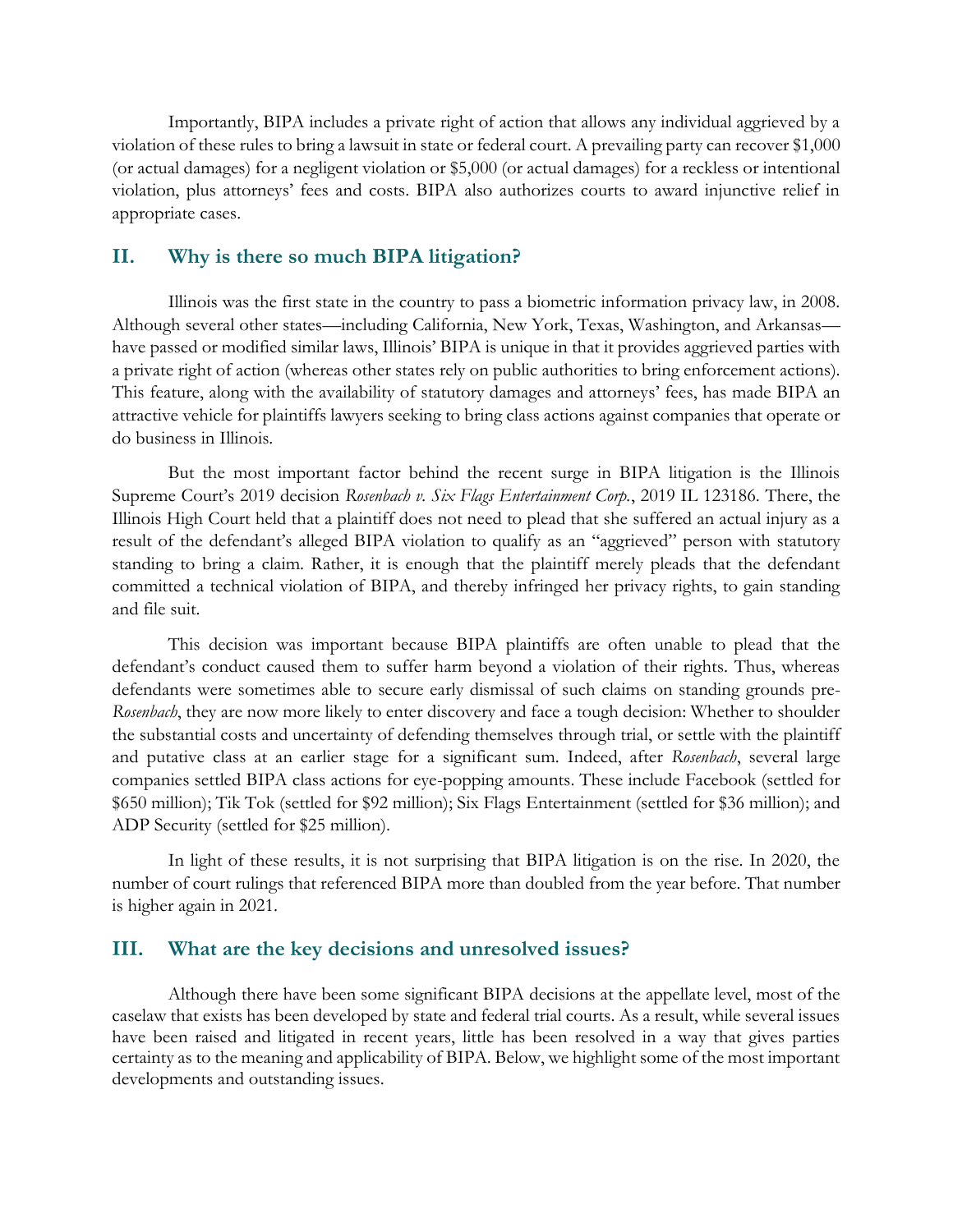Importantly, BIPA includes a private right of action that allows any individual aggrieved by a violation of these rules to bring a lawsuit in state or federal court. A prevailing party can recover $1,000 (or actual damages) for a negligent violation or $5,000 (or actual damages) for a reckless or intentional violation, plus attorneys' fees and costs. BIPA also authorizes courts to award injunctive relief in appropriate cases.

## II. Why is there so much BIPA litigation?

Illinois was the first state in the country to pass a biometric information privacy law, in 2008. Although several other states—including California, New York, Texas, Washington, and Arkansas—have passed or modified similar laws, Illinois' BIPA is unique in that it provides aggrieved parties with a private right of action (whereas other states rely on public authorities to bring enforcement actions). This feature, along with the availability of statutory damages and attorneys' fees, has made BIPA an attractive vehicle for plaintiffs lawyers seeking to bring class actions against companies that operate or do business in Illinois.

But the most important factor behind the recent surge in BIPA litigation is the Illinois Supreme Court's 2019 decision *Rosenbach v. Six Flags Entertainment Corp.*, 2019 IL 123186. There, the Illinois High Court held that a plaintiff does not need to plead that she suffered an actual injury as a result of the defendant's alleged BIPA violation to qualify as an "aggrieved" person with statutory standing to bring a claim. Rather, it is enough that the plaintiff merely pleads that the defendant committed a technical violation of BIPA, and thereby infringed her privacy rights, to gain standing and file suit.

This decision was important because BIPA plaintiffs are often unable to plead that the defendant's conduct caused them to suffer harm beyond a violation of their rights. Thus, whereas defendants were sometimes able to secure early dismissal of such claims on standing grounds pre-*Rosenbach*, they are now more likely to enter discovery and face a tough decision: Whether to shoulder the substantial costs and uncertainty of defending themselves through trial, or settle with the plaintiff and putative class at an earlier stage for a significant sum. Indeed, after *Rosenbach*, several large companies settled BIPA class actions for eye-popping amounts. These include Facebook (settled for $650 million); Tik Tok (settled for $92 million); Six Flags Entertainment (settled for $36 million); and ADP Security (settled for $25 million).

In light of these results, it is not surprising that BIPA litigation is on the rise. In 2020, the number of court rulings that referenced BIPA more than doubled from the year before. That number is higher again in 2021.

## III. What are the key decisions and unresolved issues?

Although there have been some significant BIPA decisions at the appellate level, most of the caselaw that exists has been developed by state and federal trial courts. As a result, while several issues have been raised and litigated in recent years, little has been resolved in a way that gives parties certainty as to the meaning and applicability of BIPA. Below, we highlight some of the most important developments and outstanding issues.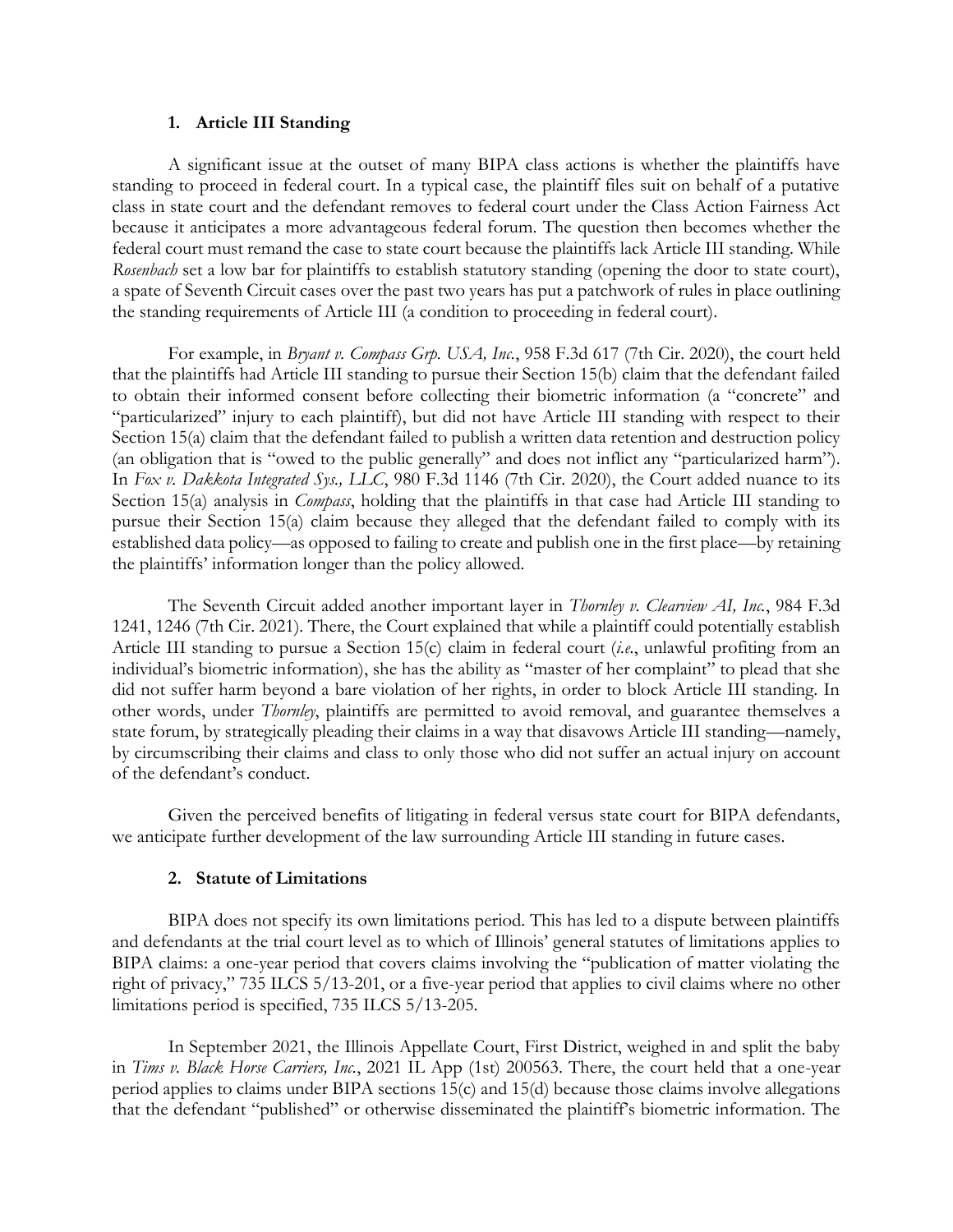### 1. Article III Standing

A significant issue at the outset of many BIPA class actions is whether the plaintiffs have standing to proceed in federal court. In a typical case, the plaintiff files suit on behalf of a putative class in state court and the defendant removes to federal court under the Class Action Fairness Act because it anticipates a more advantageous federal forum. The question then becomes whether the federal court must remand the case to state court because the plaintiffs lack Article III standing. While *Rosenbach* set a low bar for plaintiffs to establish statutory standing (opening the door to state court), a spate of Seventh Circuit cases over the past two years has put a patchwork of rules in place outlining the standing requirements of Article III (a condition to proceeding in federal court).

For example, in *Bryant v. Compass Grp. USA, Inc.*, 958 F.3d 617 (7th Cir. 2020), the court held that the plaintiffs had Article III standing to pursue their Section 15(b) claim that the defendant failed to obtain their informed consent before collecting their biometric information (a "concrete" and "particularized" injury to each plaintiff), but did not have Article III standing with respect to their Section 15(a) claim that the defendant failed to publish a written data retention and destruction policy (an obligation that is "owed to the public generally" and does not inflict any "particularized harm"). In *Fox v. Dakkota Integrated Sys., LLC*, 980 F.3d 1146 (7th Cir. 2020), the Court added nuance to its Section 15(a) analysis in *Compass*, holding that the plaintiffs in that case had Article III standing to pursue their Section 15(a) claim because they alleged that the defendant failed to comply with its established data policy—as opposed to failing to create and publish one in the first place—by retaining the plaintiffs' information longer than the policy allowed.

The Seventh Circuit added another important layer in *Thornley v. Clearview AI, Inc.*, 984 F.3d 1241, 1246 (7th Cir. 2021). There, the Court explained that while a plaintiff could potentially establish Article III standing to pursue a Section 15(c) claim in federal court (*i.e.*, unlawful profiting from an individual's biometric information), she has the ability as "master of her complaint" to plead that she did not suffer harm beyond a bare violation of her rights, in order to block Article III standing. In other words, under *Thornley*, plaintiffs are permitted to avoid removal, and guarantee themselves a state forum, by strategically pleading their claims in a way that disavows Article III standing—namely, by circumscribing their claims and class to only those who did not suffer an actual injury on account of the defendant's conduct.

Given the perceived benefits of litigating in federal versus state court for BIPA defendants, we anticipate further development of the law surrounding Article III standing in future cases.

### 2. Statute of Limitations

BIPA does not specify its own limitations period. This has led to a dispute between plaintiffs and defendants at the trial court level as to which of Illinois' general statutes of limitations applies to BIPA claims: a one-year period that covers claims involving the "publication of matter violating the right of privacy," 735 ILCS 5/13-201, or a five-year period that applies to civil claims where no other limitations period is specified, 735 ILCS 5/13-205.

In September 2021, the Illinois Appellate Court, First District, weighed in and split the baby in *Tims v. Black Horse Carriers, Inc.*, 2021 IL App (1st) 200563. There, the court held that a one-year period applies to claims under BIPA sections 15(c) and 15(d) because those claims involve allegations that the defendant "published" or otherwise disseminated the plaintiff's biometric information. The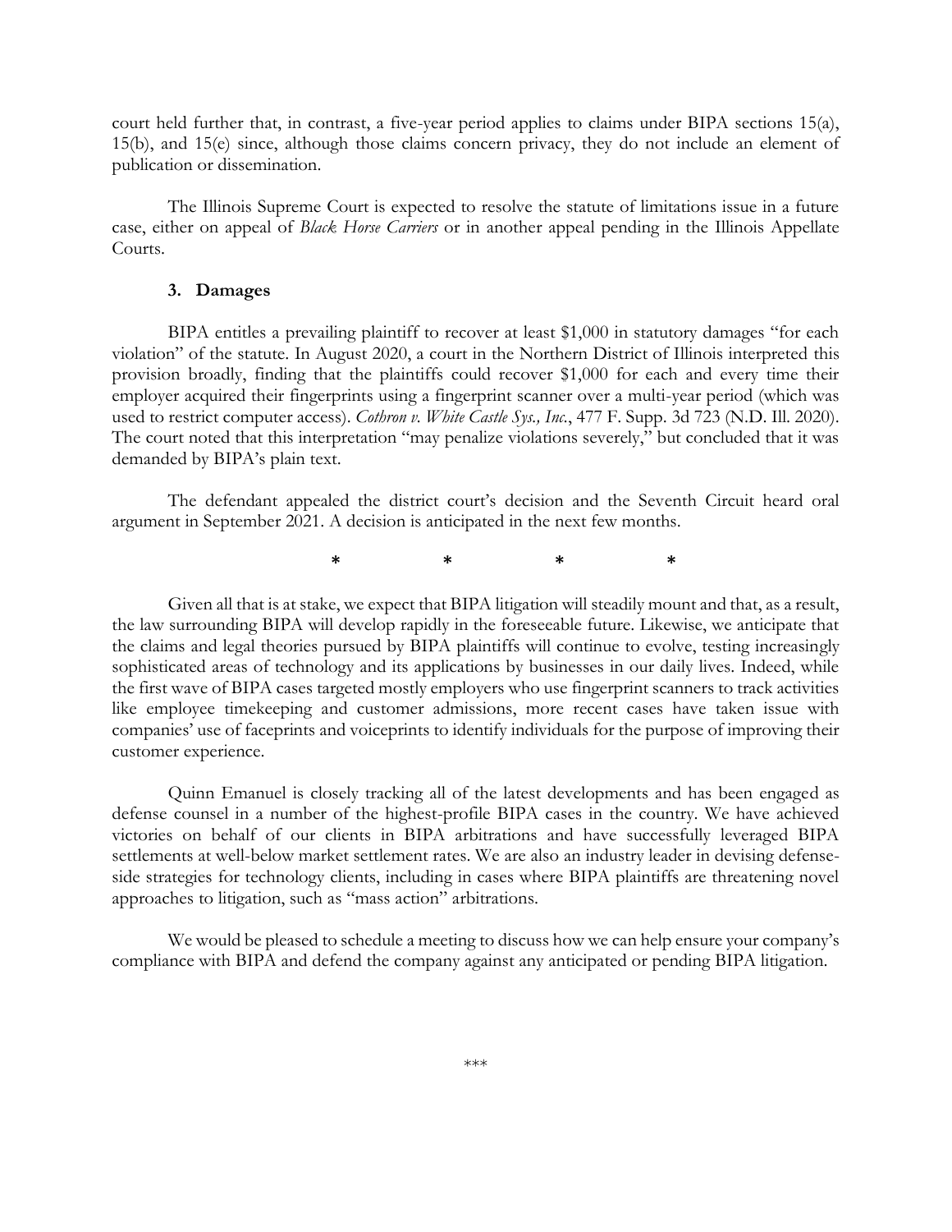court held further that, in contrast, a five-year period applies to claims under BIPA sections 15(a), 15(b), and 15(e) since, although those claims concern privacy, they do not include an element of publication or dissemination.

The Illinois Supreme Court is expected to resolve the statute of limitations issue in a future case, either on appeal of *Black Horse Carriers* or in another appeal pending in the Illinois Appellate Courts.

### 3. Damages

BIPA entitles a prevailing plaintiff to recover at least $1,000 in statutory damages "for each violation" of the statute. In August 2020, a court in the Northern District of Illinois interpreted this provision broadly, finding that the plaintiffs could recover $1,000 for each and every time their employer acquired their fingerprints using a fingerprint scanner over a multi-year period (which was used to restrict computer access). *Cothron v. White Castle Sys., Inc.*, 477 F. Supp. 3d 723 (N.D. Ill. 2020). The court noted that this interpretation "may penalize violations severely," but concluded that it was demanded by BIPA's plain text.

The defendant appealed the district court's decision and the Seventh Circuit heard oral argument in September 2021. A decision is anticipated in the next few months.

\* \* \* \*

Given all that is at stake, we expect that BIPA litigation will steadily mount and that, as a result, the law surrounding BIPA will develop rapidly in the foreseeable future. Likewise, we anticipate that the claims and legal theories pursued by BIPA plaintiffs will continue to evolve, testing increasingly sophisticated areas of technology and its applications by businesses in our daily lives. Indeed, while the first wave of BIPA cases targeted mostly employers who use fingerprint scanners to track activities like employee timekeeping and customer admissions, more recent cases have taken issue with companies' use of faceprints and voiceprints to identify individuals for the purpose of improving their customer experience.

Quinn Emanuel is closely tracking all of the latest developments and has been engaged as defense counsel in a number of the highest-profile BIPA cases in the country. We have achieved victories on behalf of our clients in BIPA arbitrations and have successfully leveraged BIPA settlements at well-below market settlement rates. We are also an industry leader in devising defense-side strategies for technology clients, including in cases where BIPA plaintiffs are threatening novel approaches to litigation, such as "mass action" arbitrations.

We would be pleased to schedule a meeting to discuss how we can help ensure your company's compliance with BIPA and defend the company against any anticipated or pending BIPA litigation.

\*\*\*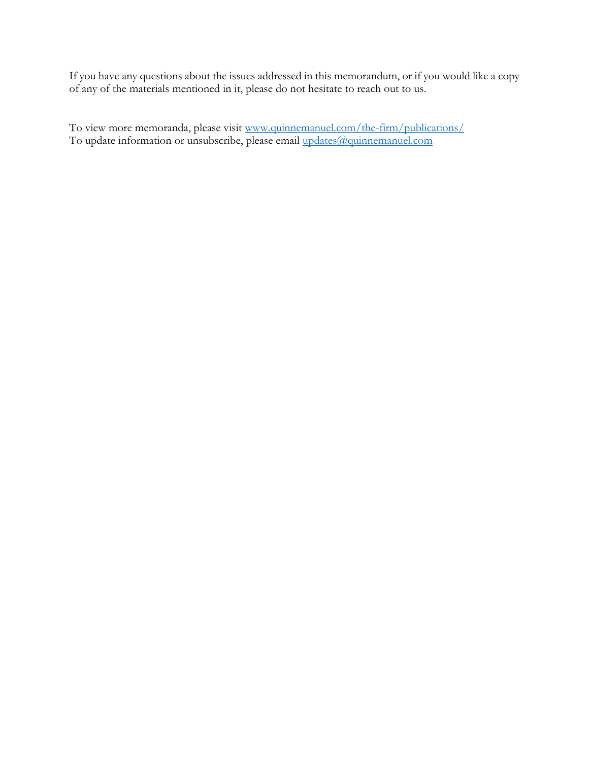If you have any questions about the issues addressed in this memorandum, or if you would like a copy of any of the materials mentioned in it, please do not hesitate to reach out to us.

To view more memoranda, please visit [www.quinnemanuel.com/the-firm/publications/](http://www.quinnemanuel.com/the-firm/publications/)
To update information or unsubscribe, please email [updates@quinnemanuel.com](mailto:updates@quinnemanuel.com)